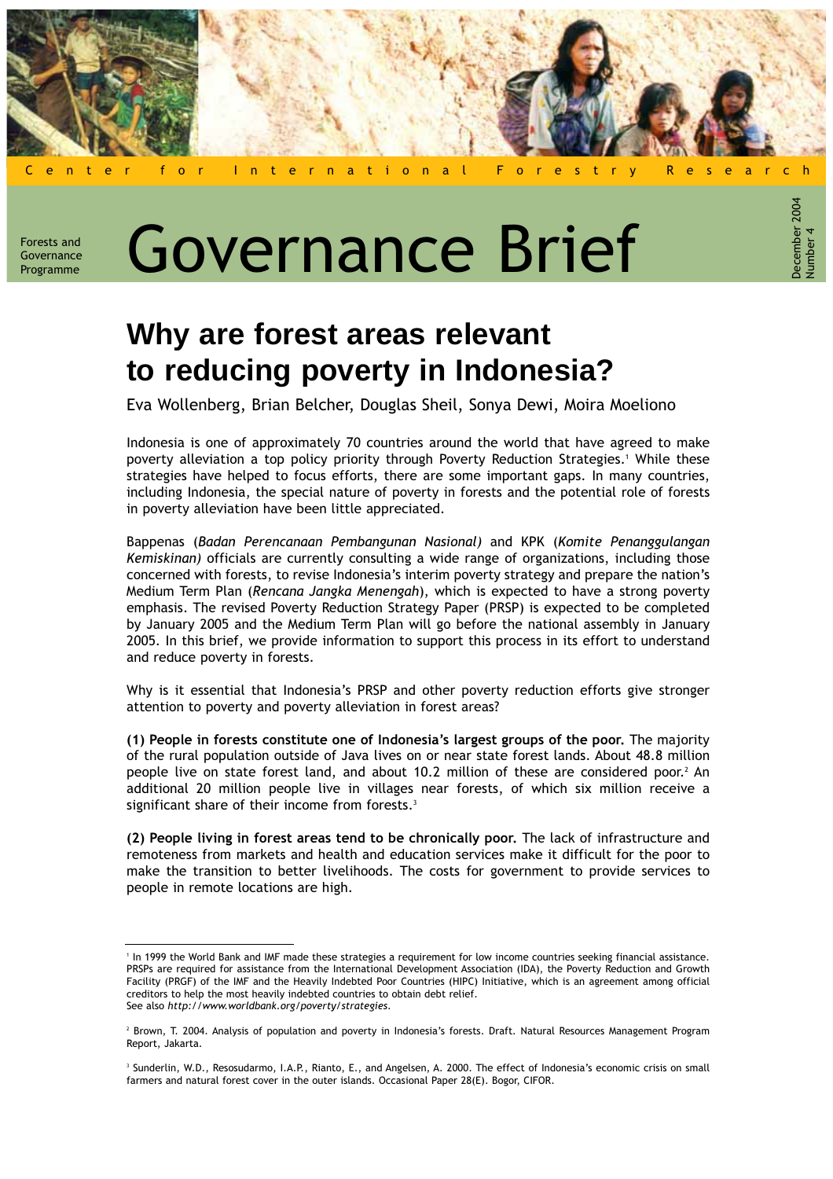Center for International Forestry Research

Forests and Governance Programme

# Governance Brief

December 2004
Number 4

## Why are forest areas relevant to reducing poverty in Indonesia?

Eva Wollenberg, Brian Belcher, Douglas Sheil, Sonya Dewi, Moira Moeliono

Indonesia is one of approximately 70 countries around the world that have agreed to make poverty alleviation a top policy priority through Poverty Reduction Strategies.[1] While these strategies have helped to focus efforts, there are some important gaps. In many countries, including Indonesia, the special nature of poverty in forests and the potential role of forests in poverty alleviation have been little appreciated.

Bappenas (*Badan Perencanaan Pembangunan Nasional)* and KPK (*Komite Penanggulangan Kemiskinan)* officials are currently consulting a wide range of organizations, including those concerned with forests, to revise Indonesia's interim poverty strategy and prepare the nation's Medium Term Plan (*Rencana Jangka Menengah*), which is expected to have a strong poverty emphasis. The revised Poverty Reduction Strategy Paper (PRSP) is expected to be completed by January 2005 and the Medium Term Plan will go before the national assembly in January 2005. In this brief, we provide information to support this process in its effort to understand and reduce poverty in forests.

Why is it essential that Indonesia's PRSP and other poverty reduction efforts give stronger attention to poverty and poverty alleviation in forest areas?

**(1) People in forests constitute one of Indonesia's largest groups of the poor.** The majority of the rural population outside of Java lives on or near state forest lands. About 48.8 million people live on state forest land, and about 10.2 million of these are considered poor.[2] An additional 20 million people live in villages near forests, of which six million receive a significant share of their income from forests.[3]

**(2) People living in forest areas tend to be chronically poor.** The lack of infrastructure and remoteness from markets and health and education services make it difficult for the poor to make the transition to better livelihoods. The costs for government to provide services to people in remote locations are high.

---

[1] In 1999 the World Bank and IMF made these strategies a requirement for low income countries seeking financial assistance. PRSPs are required for assistance from the International Development Association (IDA), the Poverty Reduction and Growth Facility (PRGF) of the IMF and the Heavily Indebted Poor Countries (HIPC) Initiative, which is an agreement among official creditors to help the most heavily indebted countries to obtain debt relief.
See also *http://www.worldbank.org/poverty/strategies*.

[2] Brown, T. 2004. Analysis of population and poverty in Indonesia's forests. Draft. Natural Resources Management Program Report, Jakarta.

[3] Sunderlin, W.D., Resosudarmo, I.A.P., Rianto, E., and Angelsen, A. 2000. The effect of Indonesia's economic crisis on small farmers and natural forest cover in the outer islands. Occasional Paper 28(E). Bogor, CIFOR.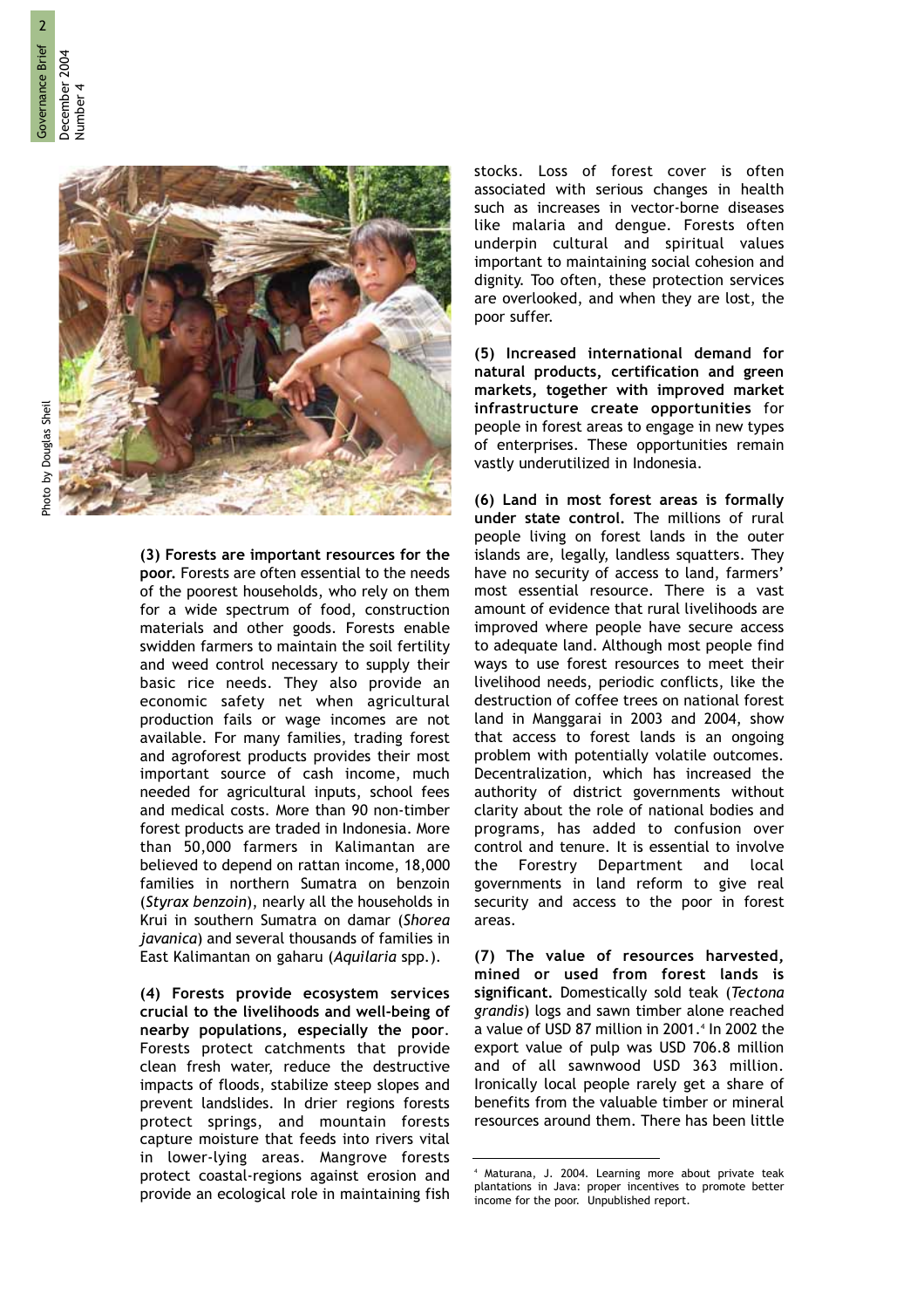Photo by Douglas Sheil

**(3) Forests are important resources for the poor.** Forests are often essential to the needs of the poorest households, who rely on them for a wide spectrum of food, construction materials and other goods. Forests enable swidden farmers to maintain the soil fertility and weed control necessary to supply their basic rice needs. They also provide an economic safety net when agricultural production fails or wage incomes are not available. For many families, trading forest and agroforest products provides their most important source of cash income, much needed for agricultural inputs, school fees and medical costs. More than 90 non-timber forest products are traded in Indonesia. More than 50,000 farmers in Kalimantan are believed to depend on rattan income, 18,000 families in northern Sumatra on benzoin (*Styrax benzoin*), nearly all the households in Krui in southern Sumatra on damar (*Shorea javanica*) and several thousands of families in East Kalimantan on gaharu (*Aquilaria* spp.).

**(4) Forests provide ecosystem services crucial to the livelihoods and well-being of nearby populations, especially the poor.** Forests protect catchments that provide clean fresh water, reduce the destructive impacts of floods, stabilize steep slopes and prevent landslides. In drier regions forests protect springs, and mountain forests capture moisture that feeds into rivers vital in lower-lying areas. Mangrove forests protect coastal-regions against erosion and provide an ecological role in maintaining fish stocks. Loss of forest cover is often associated with serious changes in health such as increases in vector-borne diseases like malaria and dengue. Forests often underpin cultural and spiritual values important to maintaining social cohesion and dignity. Too often, these protection services are overlooked, and when they are lost, the poor suffer.

**(5) Increased international demand for natural products, certification and green markets, together with improved market infrastructure create opportunities** for people in forest areas to engage in new types of enterprises. These opportunities remain vastly underutilized in Indonesia.

**(6) Land in most forest areas is formally under state control.** The millions of rural people living on forest lands in the outer islands are, legally, landless squatters. They have no security of access to land, farmers' most essential resource. There is a vast amount of evidence that rural livelihoods are improved where people have secure access to adequate land. Although most people find ways to use forest resources to meet their livelihood needs, periodic conflicts, like the destruction of coffee trees on national forest land in Manggarai in 2003 and 2004, show that access to forest lands is an ongoing problem with potentially volatile outcomes. Decentralization, which has increased the authority of district governments without clarity about the role of national bodies and programs, has added to confusion over control and tenure. It is essential to involve the Forestry Department and local governments in land reform to give real security and access to the poor in forest areas.

**(7) The value of resources harvested, mined or used from forest lands is significant.** Domestically sold teak (*Tectona grandis*) logs and sawn timber alone reached a value of USD 87 million in 2001.[4] In 2002 the export value of pulp was USD 706.8 million and of all sawnwood USD 363 million. Ironically local people rarely get a share of benefits from the valuable timber or mineral resources around them. There has been little

[4] Maturana, J. 2004. Learning more about private teak plantations in Java: proper incentives to promote better income for the poor. Unpublished report.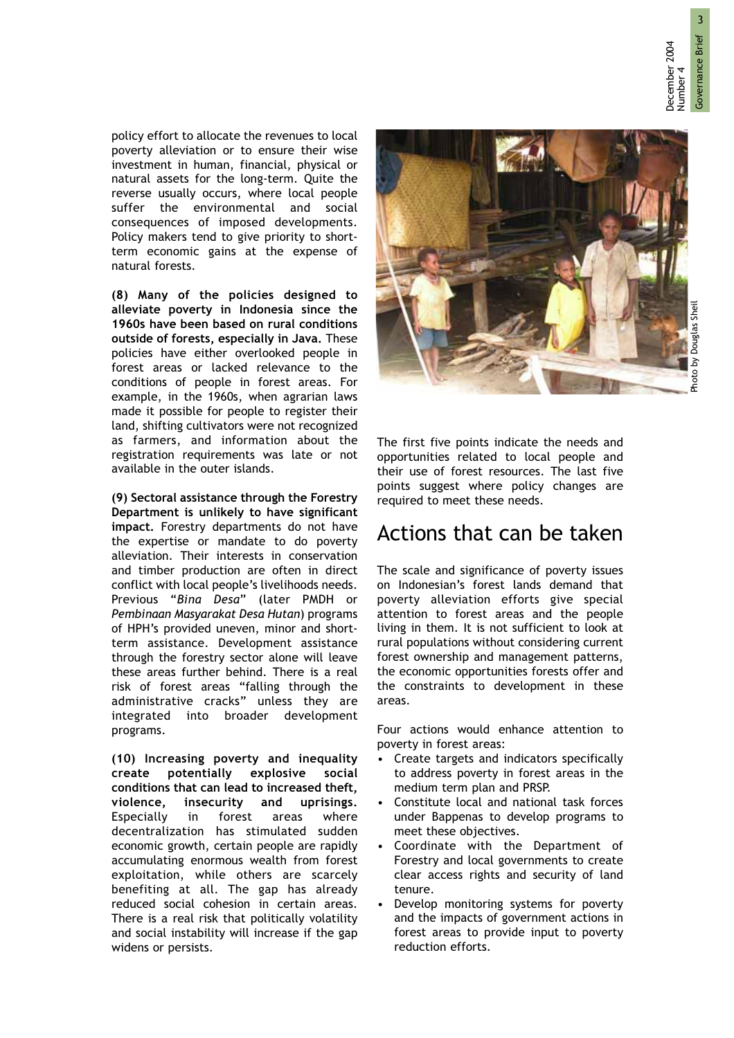policy effort to allocate the revenues to local poverty alleviation or to ensure their wise investment in human, financial, physical or natural assets for the long-term. Quite the reverse usually occurs, where local people suffer the environmental and social consequences of imposed developments. Policy makers tend to give priority to short-term economic gains at the expense of natural forests.

**(8) Many of the policies designed to alleviate poverty in Indonesia since the 1960s have been based on rural conditions outside of forests, especially in Java.** These policies have either overlooked people in forest areas or lacked relevance to the conditions of people in forest areas. For example, in the 1960s, when agrarian laws made it possible for people to register their land, shifting cultivators were not recognized as farmers, and information about the registration requirements was late or not available in the outer islands.

**(9) Sectoral assistance through the Forestry Department is unlikely to have significant impact.** Forestry departments do not have the expertise or mandate to do poverty alleviation. Their interests in conservation and timber production are often in direct conflict with local people's livelihoods needs. Previous "*Bina Desa*" (later PMDH or *Pembinaan Masyarakat Desa Hutan*) programs of HPH's provided uneven, minor and short-term assistance. Development assistance through the forestry sector alone will leave these areas further behind. There is a real risk of forest areas "falling through the administrative cracks" unless they are integrated into broader development programs.

**(10) Increasing poverty and inequality create potentially explosive social conditions that can lead to increased theft, violence, insecurity and uprisings.** Especially in forest areas where decentralization has stimulated sudden economic growth, certain people are rapidly accumulating enormous wealth from forest exploitation, while others are scarcely benefiting at all. The gap has already reduced social cohesion in certain areas. There is a real risk that politically volatility and social instability will increase if the gap widens or persists.

Photo by Douglas Sheil

The first five points indicate the needs and opportunities related to local people and their use of forest resources. The last five points suggest where policy changes are required to meet these needs.

## Actions that can be taken

The scale and significance of poverty issues on Indonesian's forest lands demand that poverty alleviation efforts give special attention to forest areas and the people living in them. It is not sufficient to look at rural populations without considering current forest ownership and management patterns, the economic opportunities forests offer and the constraints to development in these areas.

Four actions would enhance attention to poverty in forest areas:

- Create targets and indicators specifically to address poverty in forest areas in the medium term plan and PRSP.
- Constitute local and national task forces under Bappenas to develop programs to meet these objectives.
- Coordinate with the Department of Forestry and local governments to create clear access rights and security of land tenure.
- Develop monitoring systems for poverty and the impacts of government actions in forest areas to provide input to poverty reduction efforts.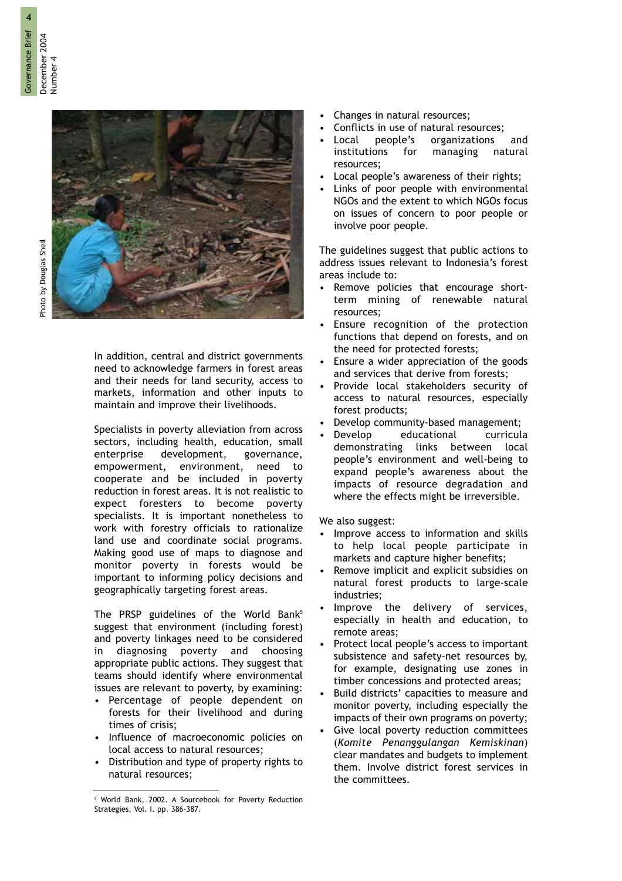Photo by Douglas Sheil

In addition, central and district governments need to acknowledge farmers in forest areas and their needs for land security, access to markets, information and other inputs to maintain and improve their livelihoods.

Specialists in poverty alleviation from across sectors, including health, education, small enterprise development, governance, empowerment, environment, need to cooperate and be included in poverty reduction in forest areas. It is not realistic to expect foresters to become poverty specialists. It is important nonetheless to work with forestry officials to rationalize land use and coordinate social programs. Making good use of maps to diagnose and monitor poverty in forests would be important to informing policy decisions and geographically targeting forest areas.

The PRSP guidelines of the World Bank[5] suggest that environment (including forest) and poverty linkages need to be considered in diagnosing poverty and choosing appropriate public actions. They suggest that teams should identify where environmental issues are relevant to poverty, by examining:

- Percentage of people dependent on forests for their livelihood and during times of crisis;
- Influence of macroeconomic policies on local access to natural resources;
- Distribution and type of property rights to natural resources;
- Changes in natural resources;
- Conflicts in use of natural resources;
- Local people's organizations and institutions for managing natural resources;
- Local people's awareness of their rights;
- Links of poor people with environmental NGOs and the extent to which NGOs focus on issues of concern to poor people or involve poor people.

The guidelines suggest that public actions to address issues relevant to Indonesia's forest areas include to:

- Remove policies that encourage short-term mining of renewable natural resources;
- Ensure recognition of the protection functions that depend on forests, and on the need for protected forests;
- Ensure a wider appreciation of the goods and services that derive from forests;
- Provide local stakeholders security of access to natural resources, especially forest products;
- Develop community-based management;
- Develop educational curricula demonstrating links between local people's environment and well-being to expand people's awareness about the impacts of resource degradation and where the effects might be irreversible.

We also suggest:

- Improve access to information and skills to help local people participate in markets and capture higher benefits;
- Remove implicit and explicit subsidies on natural forest products to large-scale industries;
- Improve the delivery of services, especially in health and education, to remote areas;
- Protect local people's access to important subsistence and safety-net resources by, for example, designating use zones in timber concessions and protected areas;
- Build districts' capacities to measure and monitor poverty, including especially the impacts of their own programs on poverty;
- Give local poverty reduction committees (*Komite Penanggulangan Kemiskinan*) clear mandates and budgets to implement them. Involve district forest services in the committees.

---

[5] World Bank, 2002. A Sourcebook for Poverty Reduction Strategies, Vol. I. pp. 386-387.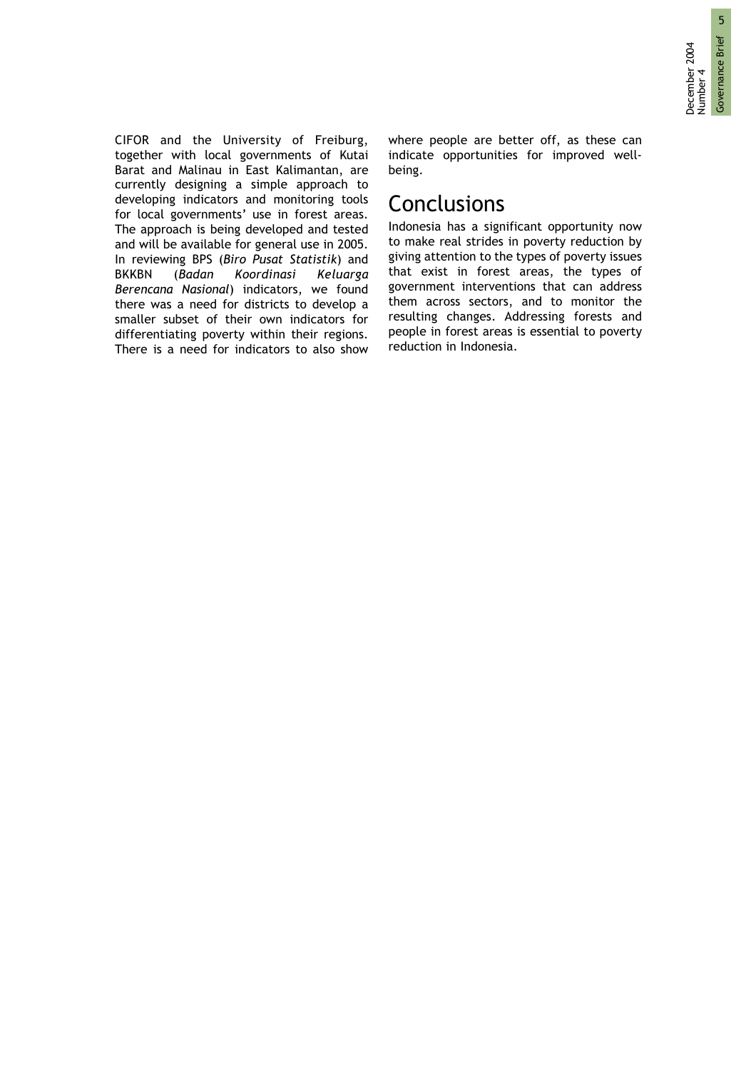CIFOR and the University of Freiburg, together with local governments of Kutai Barat and Malinau in East Kalimantan, are currently designing a simple approach to developing indicators and monitoring tools for local governments' use in forest areas. The approach is being developed and tested and will be available for general use in 2005. In reviewing BPS (*Biro Pusat Statistik*) and BKKBN (*Badan Koordinasi Keluarga Berencana Nasional*) indicators, we found there was a need for districts to develop a smaller subset of their own indicators for differentiating poverty within their regions. There is a need for indicators to also show where people are better off, as these can indicate opportunities for improved well-being.

## Conclusions

Indonesia has a significant opportunity now to make real strides in poverty reduction by giving attention to the types of poverty issues that exist in forest areas, the types of government interventions that can address them across sectors, and to monitor the resulting changes. Addressing forests and people in forest areas is essential to poverty reduction in Indonesia.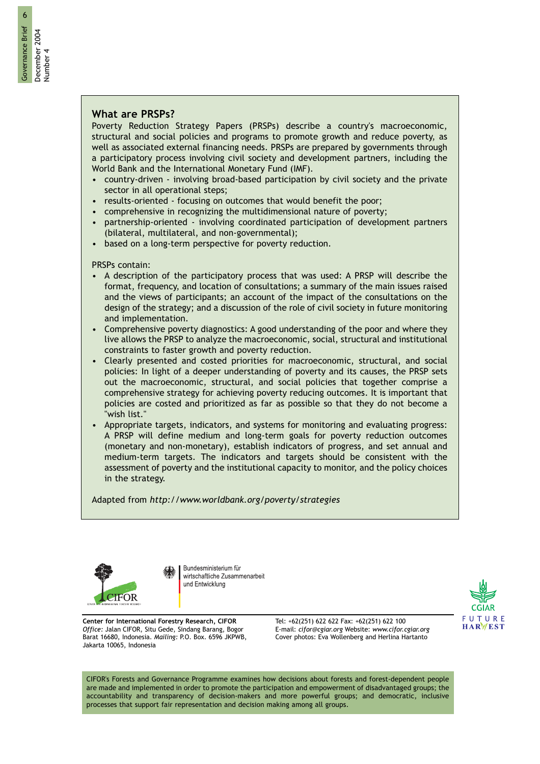## What are PRSPs?

Poverty Reduction Strategy Papers (PRSPs) describe a country's macroeconomic, structural and social policies and programs to promote growth and reduce poverty, as well as associated external financing needs. PRSPs are prepared by governments through a participatory process involving civil society and development partners, including the World Bank and the International Monetary Fund (IMF).

- country-driven - involving broad-based participation by civil society and the private sector in all operational steps;
- results-oriented - focusing on outcomes that would benefit the poor;
- comprehensive in recognizing the multidimensional nature of poverty;
- partnership-oriented - involving coordinated participation of development partners (bilateral, multilateral, and non-governmental);
- based on a long-term perspective for poverty reduction.

PRSPs contain:

- A description of the participatory process that was used: A PRSP will describe the format, frequency, and location of consultations; a summary of the main issues raised and the views of participants; an account of the impact of the consultations on the design of the strategy; and a discussion of the role of civil society in future monitoring and implementation.
- Comprehensive poverty diagnostics: A good understanding of the poor and where they live allows the PRSP to analyze the macroeconomic, social, structural and institutional constraints to faster growth and poverty reduction.
- Clearly presented and costed priorities for macroeconomic, structural, and social policies: In light of a deeper understanding of poverty and its causes, the PRSP sets out the macroeconomic, structural, and social policies that together comprise a comprehensive strategy for achieving poverty reducing outcomes. It is important that policies are costed and prioritized as far as possible so that they do not become a "wish list."
- Appropriate targets, indicators, and systems for monitoring and evaluating progress: A PRSP will define medium and long-term goals for poverty reduction outcomes (monetary and non-monetary), establish indicators of progress, and set annual and medium-term targets. The indicators and targets should be consistent with the assessment of poverty and the institutional capacity to monitor, and the policy choices in the strategy.

Adapted from *http://www.worldbank.org/poverty/strategies*

Bundesministerium für wirtschaftliche Zusammenarbeit und Entwicklung

**Center for International Forestry Research, CIFOR**
*Office:* Jalan CIFOR, Situ Gede, Sindang Barang, Bogor Barat 16680, Indonesia. *Mailing:* P.O. Box. 6596 JKPWB, Jakarta 10065, Indonesia

Tel: +62(251) 622 622 Fax: +62(251) 622 100
E-mail: *cifor@cgiar.org* Website: *www.cifor.cgiar.org*
Cover photos: Eva Wollenberg and Herlina Hartanto

CIFOR's Forests and Governance Programme examines how decisions about forests and forest-dependent people are made and implemented in order to promote the participation and empowerment of disadvantaged groups; the accountability and transparency of decision-makers and more powerful groups; and democratic, inclusive processes that support fair representation and decision making among all groups.